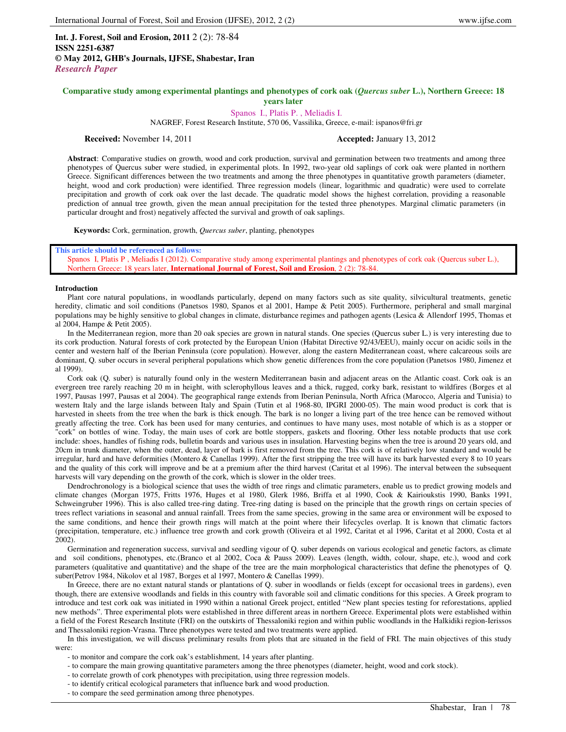**Int. J. Forest, Soil and Erosion, 2011** 2 (2): 78-84
**ISSN 2251-6387**
**© May 2012, GHB's Journals, IJFSE, Shabestar, Iran**
***Research Paper***

# Comparative study among experimental plantings and phenotypes of cork oak (*Quercus suber* L.), Northern Greece: 18 years later

Spanos I., Platis P. , Meliadis I.

NAGREF, Forest Research Institute, 570 06, Vassilika, Greece, e-mail: ispanos@fri.gr

**Received:** November 14, 2011 **Accepted:** January 13, 2012

**Abstract**: Comparative studies on growth, wood and cork production, survival and germination between two treatments and among three phenotypes of Quercus suber were studied, in experimental plots. In 1992, two-year old saplings of cork oak were planted in northern Greece. Significant differences between the two treatments and among the three phenotypes in quantitative growth parameters (diameter, height, wood and cork production) were identified. Three regression models (linear, logarithmic and quadratic) were used to correlate precipitation and growth of cork oak over the last decade. The quadratic model shows the highest correlation, providing a reasonable prediction of annual tree growth, given the mean annual precipitation for the tested three phenotypes. Marginal climatic parameters (in particular drought and frost) negatively affected the survival and growth of oak saplings.

**Keywords:** Cork, germination, growth, *Quercus suber*, planting, phenotypes

**This article should be referenced as follows:**
Spanos I, Platis P , Meliadis I (2012). Comparative study among experimental plantings and phenotypes of cork oak (Quercus suber L.), Northern Greece: 18 years later, **International Journal of Forest, Soil and Erosion**, 2 (2): 78-84.

## Introduction

Plant core natural populations, in woodlands particularly, depend on many factors such as site quality, silvicultural treatments, genetic heredity, climatic and soil conditions (Panetsos 1980, Spanos et al 2001, Hampe & Petit 2005). Furthermore, peripheral and small marginal populations may be highly sensitive to global changes in climate, disturbance regimes and pathogen agents (Lesica & Allendorf 1995, Thomas et al 2004, Hampe & Petit 2005).

In the Mediterranean region, more than 20 oak species are grown in natural stands. One species (Quercus suber L.) is very interesting due to its cork production. Natural forests of cork protected by the European Union (Habitat Directive 92/43/EEU), mainly occur on acidic soils in the center and western half of the Iberian Peninsula (core population). However, along the eastern Mediterranean coast, where calcareous soils are dominant, Q. suber occurs in several peripheral populations which show genetic differences from the core population (Panetsos 1980, Jimenez et al 1999).

Cork oak (Q. suber) is naturally found only in the western Mediterranean basin and adjacent areas on the Atlantic coast. Cork oak is an evergreen tree rarely reaching 20 m in height, with sclerophyllous leaves and a thick, rugged, corky bark, resistant to wildfires (Borges et al 1997, Pausas 1997, Pausas et al 2004). The geographical range extends from Iberian Peninsula, North Africa (Marocco, Algeria and Tunisia) to western Italy and the large islands between Italy and Spain (Tutin et al 1968-80, IPGRI 2000-05). The main wood product is cork that is harvested in sheets from the tree when the bark is thick enough. The bark is no longer a living part of the tree hence can be removed without greatly affecting the tree. Cork has been used for many centuries, and continues to have many uses, most notable of which is as a stopper or "cork" on bottles of wine. Today, the main uses of cork are bottle stoppers, gaskets and flooring. Other less notable products that use cork include: shoes, handles of fishing rods, bulletin boards and various uses in insulation. Harvesting begins when the tree is around 20 years old, and 20cm in trunk diameter, when the outer, dead, layer of bark is first removed from the tree. This cork is of relatively low standard and would be irregular, hard and have deformities (Montero & Canellas 1999). After the first stripping the tree will have its bark harvested every 8 to 10 years and the quality of this cork will improve and be at a premium after the third harvest (Caritat et al 1996). The interval between the subsequent harvests will vary depending on the growth of the cork, which is slower in the older trees.

Dendrochronology is a biological science that uses the width of tree rings and climatic parameters, enable us to predict growing models and climate changes (Morgan 1975, Fritts 1976, Huges et al 1980, Glerk 1986, Briffa et al 1990, Cook & Kairioukstis 1990, Banks 1991, Schweingruber 1996). This is also called tree-ring dating. Tree-ring dating is based on the principle that the growth rings on certain species of trees reflect variations in seasonal and annual rainfall. Trees from the same species, growing in the same area or environment will be exposed to the same conditions, and hence their growth rings will match at the point where their lifecycles overlap. It is known that climatic factors (precipitation, temperature, etc.) influence tree growth and cork growth (Oliveira et al 1992, Caritat et al 1996, Caritat et al 2000, Costa et al 2002).

Germination and regeneration success, survival and seedling vigour of Q. suber depends on various ecological and genetic factors, as climate and soil conditions, phenotypes, etc.(Branco et al 2002, Coca & Pauss 2009). Leaves (length, width, colour, shape, etc.), wood and cork parameters (qualitative and quantitative) and the shape of the tree are the main morphological characteristics that define the phenotypes of Q. suber(Petrov 1984, Nikolov et al 1987, Borges et al 1997, Montero & Canellas 1999).

In Greece, there are no extant natural stands or plantations of Q. suber in woodlands or fields (except for occasional trees in gardens), even though, there are extensive woodlands and fields in this country with favorable soil and climatic conditions for this species. A Greek program to introduce and test cork oak was initiated in 1990 within a national Greek project, entitled "New plant species testing for reforestations, applied new methods". Three experimental plots were established in three different areas in northern Greece. Experimental plots were established within a field of the Forest Research Institute (FRI) on the outskirts of Thessaloniki region and within public woodlands in the Halkidiki region-Ierissos and Thessaloniki region-Vrasna. Three phenotypes were tested and two treatments were applied.

In this investigation, we will discuss preliminary results from plots that are situated in the field of FRI. The main objectives of this study were:

- to monitor and compare the cork oak's establishment, 14 years after planting.
- to compare the main growing quantitative parameters among the three phenotypes (diameter, height, wood and cork stock).
- to correlate growth of cork phenotypes with precipitation, using three regression models.
- to identify critical ecological parameters that influence bark and wood production.
- to compare the seed germination among three phenotypes.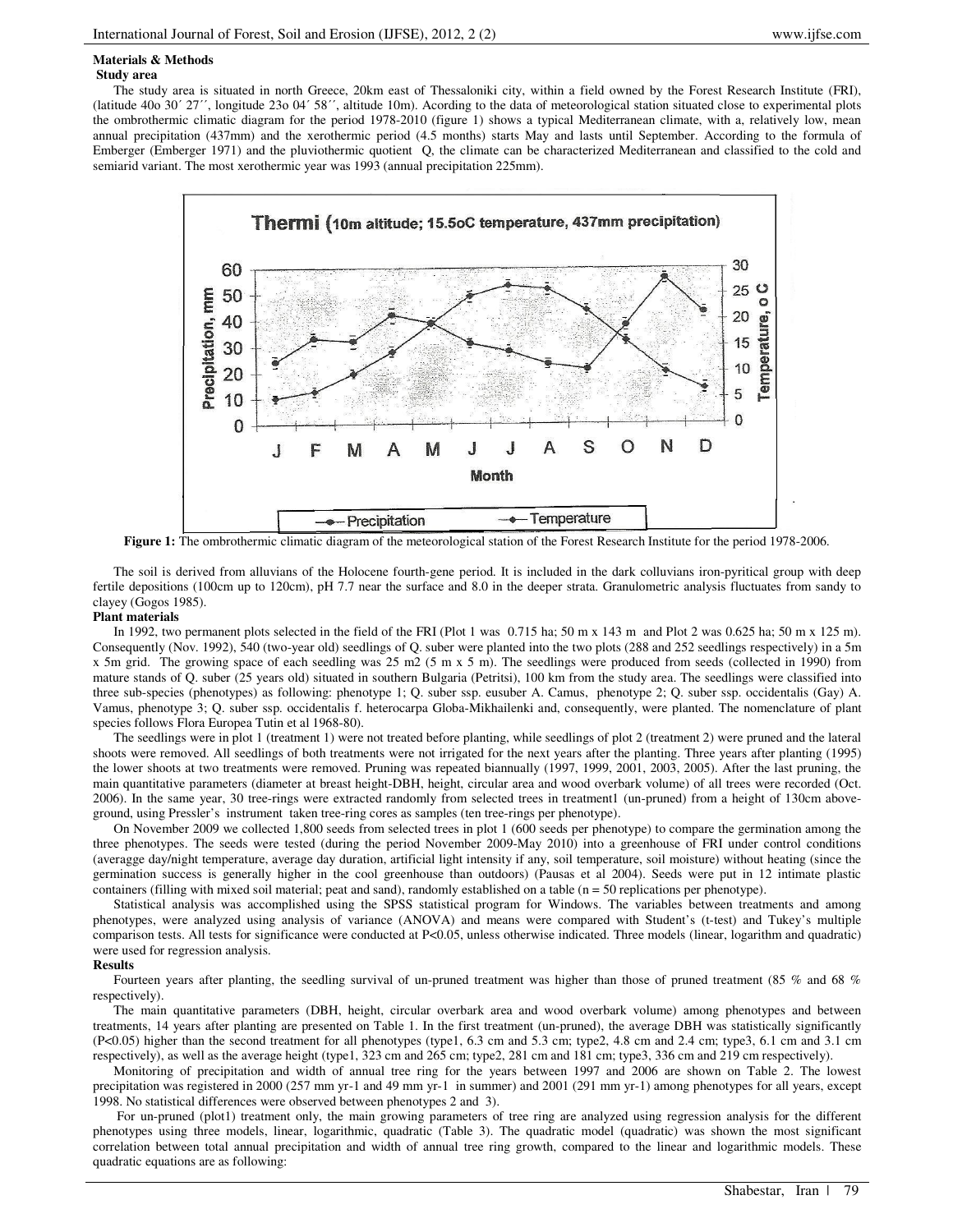**Materials & Methods**

**Study area**

The study area is situated in north Greece, 20km east of Thessaloniki city, within a field owned by the Forest Research Institute (FRI), (latitude 40o 30΄ 27΄΄, longitude 23o 04΄ 58΄΄, altitude 10m). Acording to the data of meteorological station situated close to experimental plots the ombrothermic climatic diagram for the period 1978-2010 (figure 1) shows a typical Mediterranean climate, with a, relatively low, mean annual precipitation (437mm) and the xerothermic period (4.5 months) starts May and lasts until September. According to the formula of Emberger (Emberger 1971) and the pluviothermic quotient Q, the climate can be characterized Mediterranean and classified to the cold and semiarid variant. The most xerothermic year was 1993 (annual precipitation 225mm).

**Figure 1:** The ombrothermic climatic diagram of the meteorological station of the Forest Research Institute for the period 1978-2006.

The soil is derived from alluvians of the Holocene fourth-gene period. It is included in the dark colluvians iron-pyritical group with deep fertile depositions (100cm up to 120cm), pH 7.7 near the surface and 8.0 in the deeper strata. Granulometric analysis fluctuates from sandy to clayey (Gogos 1985).

**Plant materials**

In 1992, two permanent plots selected in the field of the FRI (Plot 1 was 0.715 ha; 50 m x 143 m and Plot 2 was 0.625 ha; 50 m x 125 m). Consequently (Nov. 1992), 540 (two-year old) seedlings of Q. suber were planted into the two plots (288 and 252 seedlings respectively) in a 5m x 5m grid. The growing space of each seedling was 25 m2 (5 m x 5 m). The seedlings were produced from seeds (collected in 1990) from mature stands of Q. suber (25 years old) situated in southern Bulgaria (Petritsi), 100 km from the study area. The seedlings were classified into three sub-species (phenotypes) as following: phenotype 1; Q. suber ssp. eusuber A. Camus, phenotype 2; Q. suber ssp. occidentalis (Gay) A. Vamus, phenotype 3; Q. suber ssp. occidentalis f. heterocarpa Globa-Mikhailenki and, consequently, were planted. The nomenclature of plant species follows Flora Europea Tutin et al 1968-80).

The seedlings were in plot 1 (treatment 1) were not treated before planting, while seedlings of plot 2 (treatment 2) were pruned and the lateral shoots were removed. All seedlings of both treatments were not irrigated for the next years after the planting. Three years after planting (1995) the lower shoots at two treatments were removed. Pruning was repeated biannually (1997, 1999, 2001, 2003, 2005). After the last pruning, the main quantitative parameters (diameter at breast height-DBH, height, circular area and wood overbark volume) of all trees were recorded (Oct. 2006). In the same year, 30 tree-rings were extracted randomly from selected trees in treatment1 (un-pruned) from a height of 130cm above-ground, using Pressler's instrument taken tree-ring cores as samples (ten tree-rings per phenotype).

On November 2009 we collected 1,800 seeds from selected trees in plot 1 (600 seeds per phenotype) to compare the germination among the three phenotypes. The seeds were tested (during the period November 2009-May 2010) into a greenhouse of FRI under control conditions (averagge day/night temperature, average day duration, artificial light intensity if any, soil temperature, soil moisture) without heating (since the germination success is generally higher in the cool greenhouse than outdoors) (Pausas et al 2004). Seeds were put in 12 intimate plastic containers (filling with mixed soil material; peat and sand), randomly established on a table (n = 50 replications per phenotype).

Statistical analysis was accomplished using the SPSS statistical program for Windows. The variables between treatments and among phenotypes, were analyzed using analysis of variance (ANOVA) and means were compared with Student's (t-test) and Tukey's multiple comparison tests. All tests for significance were conducted at $P<0.05$, unless otherwise indicated. Three models (linear, logarithm and quadratic) were used for regression analysis.

**Results**

Fourteen years after planting, the seedling survival of un-pruned treatment was higher than those of pruned treatment (85 % and 68 % respectively).

The main quantitative parameters (DBH, height, circular overbark area and wood overbark volume) among phenotypes and between treatments, 14 years after planting are presented on Table 1. In the first treatment (un-pruned), the average DBH was statistically significantly ($P<0.05$) higher than the second treatment for all phenotypes (type1, 6.3 cm and 5.3 cm; type2, 4.8 cm and 2.4 cm; type3, 6.1 cm and 3.1 cm respectively), as well as the average height (type1, 323 cm and 265 cm; type2, 281 cm and 181 cm; type3, 336 cm and 219 cm respectively).

Monitoring of precipitation and width of annual tree ring for the years between 1997 and 2006 are shown on Table 2. The lowest precipitation was registered in 2000 (257 mm yr-1 and 49 mm yr-1 in summer) and 2001 (291 mm yr-1) among phenotypes for all years, except 1998. No statistical differences were observed between phenotypes 2 and 3).

For un-pruned (plot1) treatment only, the main growing parameters of tree ring are analyzed using regression analysis for the different phenotypes using three models, linear, logarithmic, quadratic (Table 3). The quadratic model (quadratic) was shown the most significant correlation between total annual precipitation and width of annual tree ring growth, compared to the linear and logarithmic models. These quadratic equations are as following: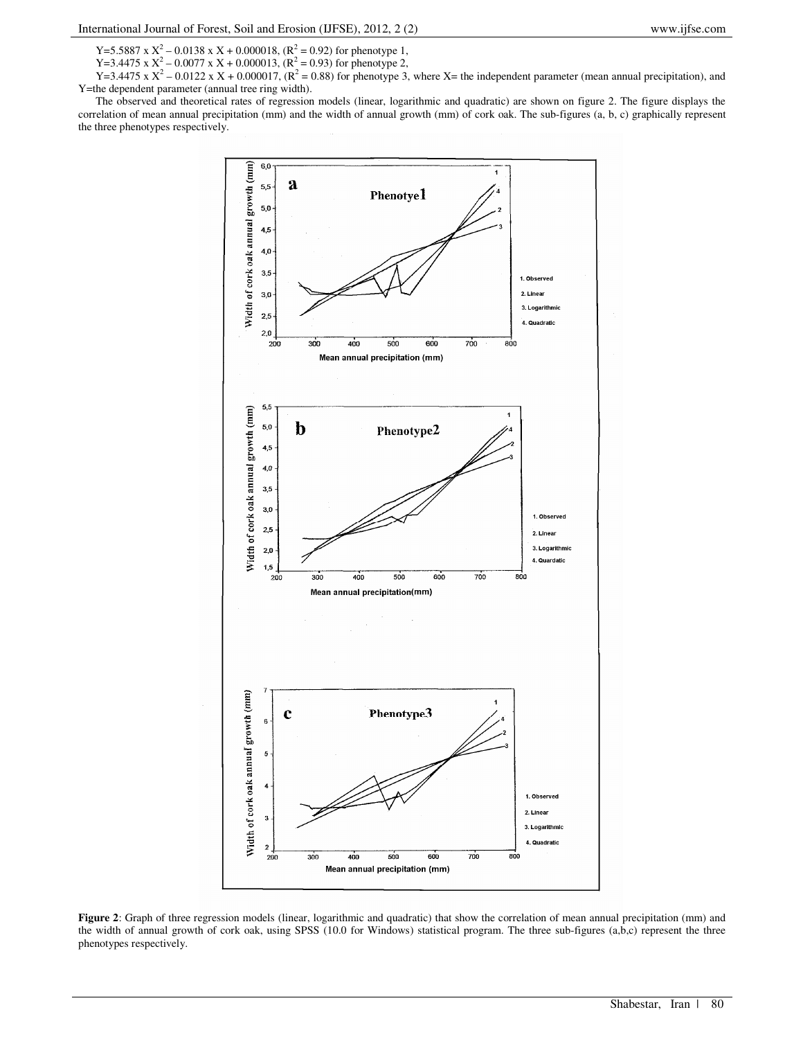Y=5.5887 x $X^2$ – 0.0138 x X + 0.000018, ($R^2$ = 0.92) for phenotype 1,

Y=3.4475 x $X^2$ – 0.0077 x X + 0.000013, ($R^2$ = 0.93) for phenotype 2,

Y=3.4475 x $X^2$ – 0.0122 x X + 0.000017, ($R^2$ = 0.88) for phenotype 3, where X= the independent parameter (mean annual precipitation), and Y=the dependent parameter (annual tree ring width).

The observed and theoretical rates of regression models (linear, logarithmic and quadratic) are shown on figure 2. The figure displays the correlation of mean annual precipitation (mm) and the width of annual growth (mm) of cork oak. The sub-figures (a, b, c) graphically represent the three phenotypes respectively.

**Figure 2**: Graph of three regression models (linear, logarithmic and quadratic) that show the correlation of mean annual precipitation (mm) and the width of annual growth of cork oak, using SPSS (10.0 for Windows) statistical program. The three sub-figures (a,b,c) represent the three phenotypes respectively.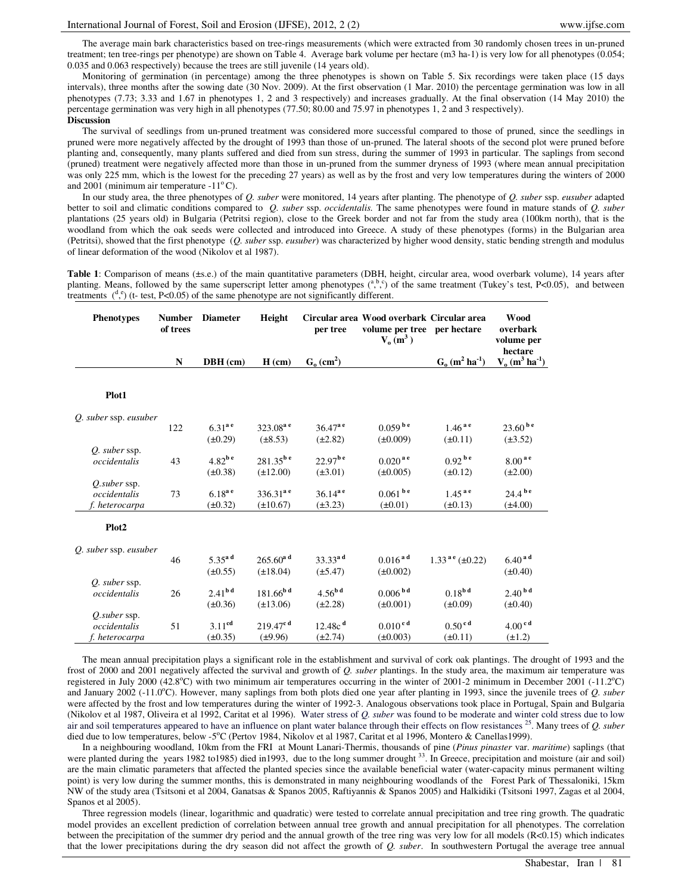The average main bark characteristics based on tree-rings measurements (which were extracted from 30 randomly chosen trees in un-pruned treatment; ten tree-rings per phenotype) are shown on Table 4. Average bark volume per hectare (m3 ha-1) is very low for all phenotypes (0.054; 0.035 and 0.063 respectively) because the trees are still juvenile (14 years old).

Monitoring of germination (in percentage) among the three phenotypes is shown on Table 5. Six recordings were taken place (15 days intervals), three months after the sowing date (30 Nov. 2009). At the first observation (1 Mar. 2010) the percentage germination was low in all phenotypes (7.73; 3.33 and 1.67 in phenotypes 1, 2 and 3 respectively) and increases gradually. At the final observation (14 May 2010) the percentage germination was very high in all phenotypes (77.50; 80.00 and 75.97 in phenotypes 1, 2 and 3 respectively).

**Discussion**

The survival of seedlings from un-pruned treatment was considered more successful compared to those of pruned, since the seedlings in pruned were more negatively affected by the drought of 1993 than those of un-pruned. The lateral shoots of the second plot were pruned before planting and, consequently, many plants suffered and died from sun stress, during the summer of 1993 in particular. The saplings from second (pruned) treatment were negatively affected more than those in un-pruned from the summer dryness of 1993 (where mean annual precipitation was only 225 mm, which is the lowest for the preceding 27 years) as well as by the frost and very low temperatures during the winters of 2000 and 2001 (minimum air temperature -11°C).

In our study area, the three phenotypes of *Q. suber* were monitored, 14 years after planting. The phenotype of *Q. suber* ssp. *eusuber* adapted better to soil and climatic conditions compared to *Q. suber* ssp. *occidentalis.* The same phenotypes were found in mature stands of *Q. suber* plantations (25 years old) in Bulgaria (Petritsi region), close to the Greek border and not far from the study area (100km north), that is the woodland from which the oak seeds were collected and introduced into Greece. A study of these phenotypes (forms) in the Bulgarian area (Petritsi), showed that the first phenotype (*Q. suber* ssp. *eusuber*) was characterized by higher wood density, static bending strength and modulus of linear deformation of the wood (Nikolov et al 1987).

**Table 1**: Comparison of means (±s.e.) of the main quantitative parameters (DBH, height, circular area, wood overbark volume), 14 years after planting. Means, followed by the same superscript letter among phenotypes ($^{a,b,c}$) of the same treatment (Tukey's test, P<0.05), and between treatments ($^{d,e}$) (t- test, P<0.05) of the same phenotype are not significantly different.

| Phenotypes | Number of trees | Diameter | Height | Circular area per tree | Wood overbark volume per tree $V_o$ ($m^3$) | Circular area per hectare | Wood overbark volume per hectare |
|---|---|---|---|---|---|---|---|
| | N | DBH (cm) | H (cm) | $G_o$ ($cm^2$) | | $G_o$ ($m^2$ $ha^{-1}$) | $V_o$ ($m^3$ $ha^{-1}$) |
| **Plot1** | | | | | | | |
| *Q. suber* ssp. *eusuber* | 122 | $6.31^{ae}$ (±0.29) | $323.08^{ae}$ (±8.53) | $36.47^{ae}$ (±2.82) | $0.059^{be}$ (±0.009) | $1.46^{ae}$ (±0.11) | $23.60^{be}$ (±3.52) |
| *Q. suber* ssp. *occidentalis* | 43 | $4.82^{be}$ (±0.38) | $281.35^{be}$ (±12.00) | $22.97^{be}$ (±3.01) | $0.020^{ae}$ (±0.005) | $0.92^{be}$ (±0.12) | $8.00^{ae}$ (±2.00) |
| *Q.suber* ssp. *occidentalis f. heterocarpa* | 73 | $6.18^{ae}$ (±0.32) | $336.31^{ae}$ (±10.67) | $36.14^{ae}$ (±3.23) | $0.061^{be}$ (±0.01) | $1.45^{ae}$ (±0.13) | $24.4^{be}$ (±4.00) |
| **Plot2** | | | | | | | |
| *Q. suber* ssp. *eusuber* | 46 | $5.35^{ad}$ (±0.55) | $265.60^{ad}$ (±18.04) | $33.33^{ad}$ (±5.47) | $0.016^{ad}$ (±0.002) | $1.33^{ae}$ (±0.22) | $6.40^{ad}$ (±0.40) |
| *Q. suber* ssp. *occidentalis* | 26 | $2.41^{bd}$ (±0.36) | $181.66^{bd}$ (±13.06) | $4.56^{bd}$ (±2.28) | $0.006^{bd}$ (±0.001) | $0.18^{bd}$ (±0.09) | $2.40^{bd}$ (±0.40) |
| *Q.suber* ssp. *occidentalis f. heterocarpa* | 51 | $3.11^{cd}$ (±0.35) | $219.47^{cd}$ (±9.96) | $12.48c^{d}$ (±2.74) | $0.010^{cd}$ (±0.003) | $0.50^{cd}$ (±0.11) | $4.00^{cd}$ (±1.2) |

The mean annual precipitation plays a significant role in the establishment and survival of cork oak plantings. The drought of 1993 and the frost of 2000 and 2001 negatively affected the survival and growth of *Q. suber* plantings. In the study area, the maximum air temperature was registered in July 2000 (42.8°C) with two minimum air temperatures occurring in the winter of 2001-2 minimum in December 2001 (-11.2°C) and January 2002 (-11.0°C). However, many saplings from both plots died one year after planting in 1993, since the juvenile trees of *Q. suber* were affected by the frost and low temperatures during the winter of 1992-3. Analogous observations took place in Portugal, Spain and Bulgaria (Nikolov et al 1987, Oliveira et al 1992, Caritat et al 1996). Water stress of *Q. suber* was found to be moderate and winter cold stress due to low air and soil temperatures appeared to have an influence on plant water balance through their effects on flow resistances [25]. Many trees of *Q. suber* died due to low temperatures, below -5°C (Pertov 1984, Nikolov et al 1987, Caritat et al 1996, Montero & Canellas1999).

In a neighbouring woodland, 10km from the FRI at Mount Lanari-Thermis, thousands of pine (*Pinus pinaster* var. *maritime*) saplings (that were planted during the years 1982 to1985) died in1993, due to the long summer drought [33]. In Greece, precipitation and moisture (air and soil) are the main climatic parameters that affected the planted species since the available beneficial water (water-capacity minus permanent wilting point) is very low during the summer months, this is demonstrated in many neighbouring woodlands of the Forest Park of Thessaloniki, 15km NW of the study area (Tsitsoni et al 2004, Ganatsas & Spanos 2005, Raftiyannis & Spanos 2005) and Halkidiki (Tsitsoni 1997, Zagas et al 2004, Spanos et al 2005).

Three regression models (linear, logarithmic and quadratic) were tested to correlate annual precipitation and tree ring growth. The quadratic model provides an excellent prediction of correlation between annual tree growth and annual precipitation for all phenotypes. The correlation between the precipitation of the summer dry period and the annual growth of the tree ring was very low for all models (R<0.15) which indicates that the lower precipitations during the dry season did not affect the growth of *Q. suber*. In southwestern Portugal the average tree annual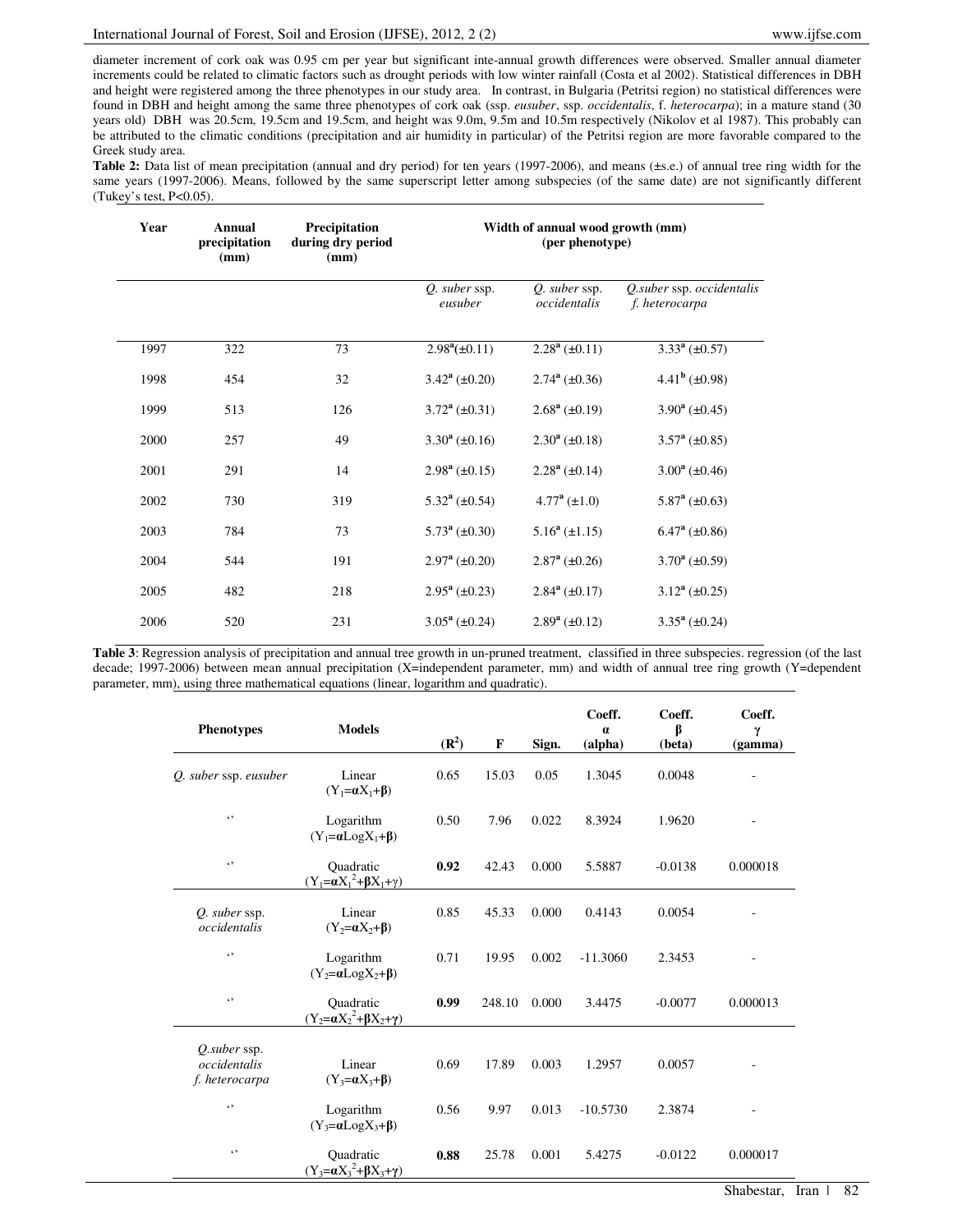diameter increment of cork oak was 0.95 cm per year but significant inte-annual growth differences were observed. Smaller annual diameter increments could be related to climatic factors such as drought periods with low winter rainfall (Costa et al 2002). Statistical differences in DBH and height were registered among the three phenotypes in our study area. In contrast, in Bulgaria (Petritsi region) no statistical differences were found in DBH and height among the same three phenotypes of cork oak (ssp. *eusuber*, ssp. *occidentalis*, f. *heterocarpa*); in a mature stand (30 years old) DBH was 20.5cm, 19.5cm and 19.5cm, and height was 9.0m, 9.5m and 10.5m respectively (Nikolov et al 1987). This probably can be attributed to the climatic conditions (precipitation and air humidity in particular) of the Petritsi region are more favorable compared to the Greek study area.

**Table 2:** Data list of mean precipitation (annual and dry period) for ten years (1997-2006), and means (±s.e.) of annual tree ring width for the same years (1997-2006). Means, followed by the same superscript letter among subspecies (of the same date) are not significantly different (Tukey's test, P<0.05).

| Year | Annual precipitation (mm) | Precipitation during dry period (mm) | Width of annual wood growth (mm) (per phenotype) | | |
|---|---|---|---|---|---|
| | | | *Q. suber* ssp. *eusuber* | *Q. suber* ssp. *occidentalis* | *Q.suber* ssp. *occidentalis f. heterocarpa* |
| 1997 | 322 | 73 | $2.98^{a}$(±0.11) | $2.28^{a}$ (±0.11) | $3.33^{a}$ (±0.57) |
| 1998 | 454 | 32 | $3.42^{a}$ (±0.20) | $2.74^{a}$ (±0.36) | $4.41^{b}$ (±0.98) |
| 1999 | 513 | 126 | $3.72^{a}$ (±0.31) | $2.68^{a}$ (±0.19) | $3.90^{a}$ (±0.45) |
| 2000 | 257 | 49 | $3.30^{a}$ (±0.16) | $2.30^{a}$ (±0.18) | $3.57^{a}$ (±0.85) |
| 2001 | 291 | 14 | $2.98^{a}$ (±0.15) | $2.28^{a}$ (±0.14) | $3.00^{a}$ (±0.46) |
| 2002 | 730 | 319 | $5.32^{a}$ (±0.54) | $4.77^{a}$ (±1.0) | $5.87^{a}$ (±0.63) |
| 2003 | 784 | 73 | $5.73^{a}$ (±0.30) | $5.16^{a}$ (±1.15) | $6.47^{a}$ (±0.86) |
| 2004 | 544 | 191 | $2.97^{a}$ (±0.20) | $2.87^{a}$ (±0.26) | $3.70^{a}$ (±0.59) |
| 2005 | 482 | 218 | $2.95^{a}$ (±0.23) | $2.84^{a}$ (±0.17) | $3.12^{a}$ (±0.25) |
| 2006 | 520 | 231 | $3.05^{a}$ (±0.24) | $2.89^{a}$ (±0.12) | $3.35^{a}$ (±0.24) |

**Table 3**: Regression analysis of precipitation and annual tree growth in un-pruned treatment, classified in three subspecies. regression (of the last decade; 1997-2006) between mean annual precipitation (X=independent parameter, mm) and width of annual tree ring growth (Y=dependent parameter, mm), using three mathematical equations (linear, logarithm and quadratic).

| Phenotypes | Models | ($R^2$) | F | Sign. | Coeff. α (alpha) | Coeff. β (beta) | Coeff. γ (gamma) |
|---|---|---|---|---|---|---|---|
| *Q. suber* ssp. *eusuber* | Linear ($Y_1=\alpha X_1+\beta$) | 0.65 | 15.03 | 0.05 | 1.3045 | 0.0048 | - |
| ‘’ | Logarithm ($Y_1=\alpha \mathrm{Log} X_1+\beta$) | 0.50 | 7.96 | 0.022 | 8.3924 | 1.9620 | - |
| ‘’ | Quadratic ($Y_1=\alpha X_1^2+\beta X_1+\gamma$) | **0.92** | 42.43 | 0.000 | 5.5887 | -0.0138 | 0.000018 |
| *Q. suber* ssp. *occidentalis* | Linear ($Y_2=\alpha X_2+\beta$) | 0.85 | 45.33 | 0.000 | 0.4143 | 0.0054 | - |
| ‘’ | Logarithm ($Y_2=\alpha \mathrm{Log} X_2+\beta$) | 0.71 | 19.95 | 0.002 | -11.3060 | 2.3453 | - |
| ‘’ | Quadratic ($Y_2=\alpha X_2^2+\beta X_2+\gamma$) | **0.99** | 248.10 | 0.000 | 3.4475 | -0.0077 | 0.000013 |
| *Q.suber* ssp. *occidentalis f. heterocarpa* | Linear ($Y_3=\alpha X_3+\beta$) | 0.69 | 17.89 | 0.003 | 1.2957 | 0.0057 | - |
| ‘’ | Logarithm ($Y_3=\alpha \mathrm{Log} X_3+\beta$) | 0.56 | 9.97 | 0.013 | -10.5730 | 2.3874 | - |
| ‘’ | Quadratic ($Y_3=\alpha X_3^2+\beta X_3+\gamma$) | **0.88** | 25.78 | 0.001 | 5.4275 | -0.0122 | 0.000017 |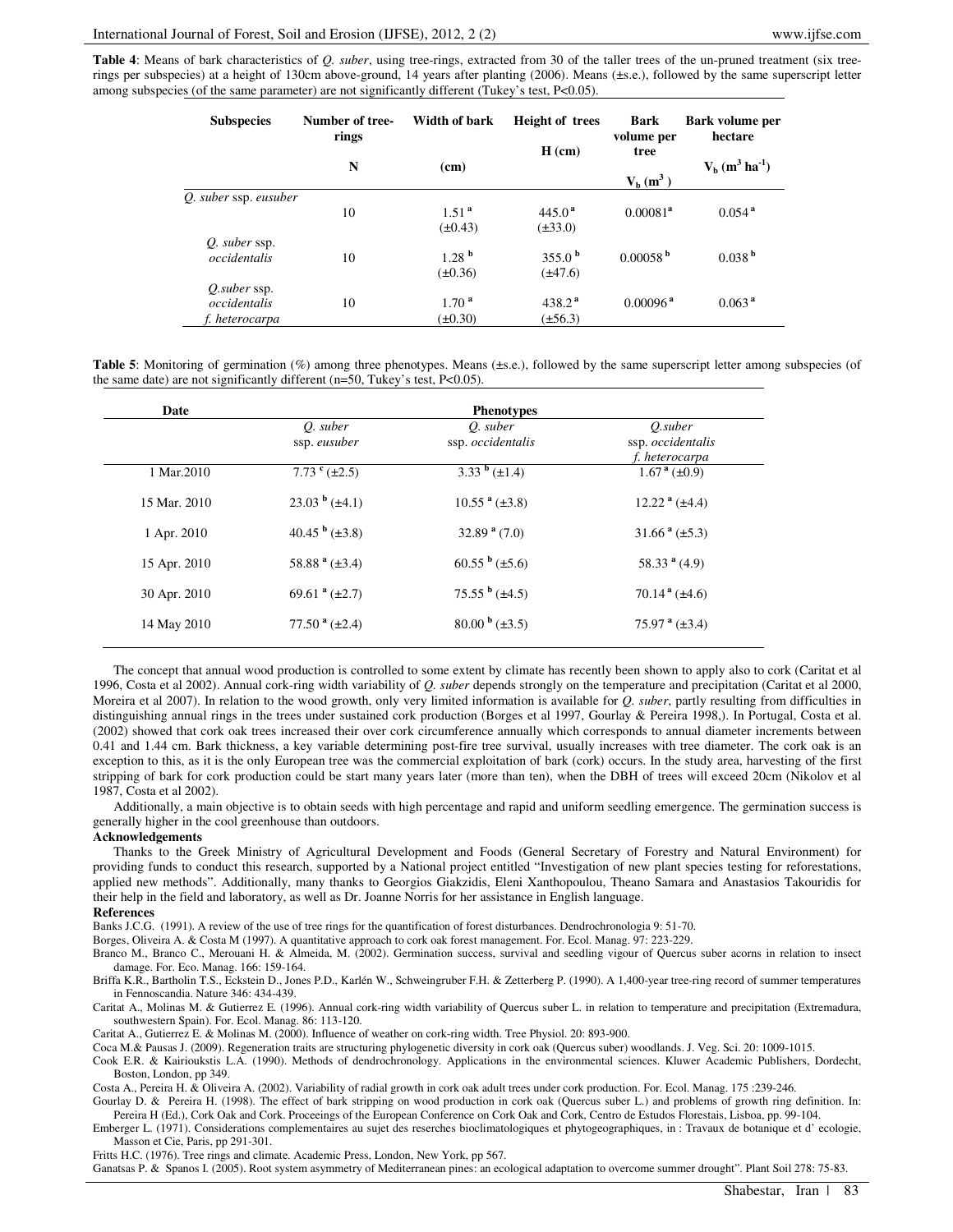**Table 4**: Means of bark characteristics of *Q. suber*, using tree-rings, extracted from 30 of the taller trees of the un-pruned treatment (six tree-rings per subspecies) at a height of 130cm above-ground, 14 years after planting (2006). Means (±s.e.), followed by the same superscript letter among subspecies (of the same parameter) are not significantly different (Tukey's test, P<0.05).

| Subspecies | Number of tree-rings N | Width of bark (cm) | Height of trees H (cm) | Bark volume per tree $V_b$ ($m^3$) | Bark volume per hectare $V_b$ ($m^3$ $ha^{-1}$) |
|---|---|---|---|---|---|
| *Q. suber* ssp. *eusuber* | 10 | $1.51^a$ (±0.43) | $445.0^a$ (±33.0) | $0.00081^a$ | $0.054^a$ |
| *Q. suber* ssp. *occidentalis* | 10 | $1.28^b$ (±0.36) | $355.0^b$ (±47.6) | $0.00058^b$ | $0.038^b$ |
| *Q.suber* ssp. *occidentalis f. heterocarpa* | 10 | $1.70^a$ (±0.30) | $438.2^a$ (±56.3) | $0.00096^a$ | $0.063^a$ |

**Table 5**: Monitoring of germination (%) among three phenotypes. Means (±s.e.), followed by the same superscript letter among subspecies (of the same date) are not significantly different (n=50, Tukey's test, P<0.05).

| Date | Phenotypes | | |
|---|---|---|---|
| | *Q. suber* ssp. *eusuber* | *Q. suber* ssp. *occidentalis* | *Q.suber* ssp. *occidentalis f. heterocarpa* |
| 1 Mar.2010 | $7.73^c$ (±2.5) | $3.33^b$ (±1.4) | $1.67^a$ (±0.9) |
| 15 Mar. 2010 | $23.03^b$ (±4.1) | $10.55^a$ (±3.8) | $12.22^a$ (±4.4) |
| 1 Apr. 2010 | $40.45^b$ (±3.8) | $32.89^a$ (7.0) | $31.66^a$ (±5.3) |
| 15 Apr. 2010 | $58.88^a$ (±3.4) | $60.55^b$ (±5.6) | $58.33^a$ (4.9) |
| 30 Apr. 2010 | $69.61^a$ (±2.7) | $75.55^b$ (±4.5) | $70.14^a$ (±4.6) |
| 14 May 2010 | $77.50^a$ (±2.4) | $80.00^b$ (±3.5) | $75.97^a$ (±3.4) |

The concept that annual wood production is controlled to some extent by climate has recently been shown to apply also to cork (Caritat et al 1996, Costa et al 2002). Annual cork-ring width variability of *Q. suber* depends strongly on the temperature and precipitation (Caritat et al 2000, Moreira et al 2007). In relation to the wood growth, only very limited information is available for *Q. suber*, partly resulting from difficulties in distinguishing annual rings in the trees under sustained cork production (Borges et al 1997, Gourlay & Pereira 1998,). In Portugal, Costa et al. (2002) showed that cork oak trees increased their over cork circumference annually which corresponds to annual diameter increments between 0.41 and 1.44 cm. Bark thickness, a key variable determining post-fire tree survival, usually increases with tree diameter. The cork oak is an exception to this, as it is the only European tree was the commercial exploitation of bark (cork) occurs. In the study area, harvesting of the first stripping of bark for cork production could be start many years later (more than ten), when the DBH of trees will exceed 20cm (Nikolov et al 1987, Costa et al 2002).

Additionally, a main objective is to obtain seeds with high percentage and rapid and uniform seedling emergence. The germination success is generally higher in the cool greenhouse than outdoors.

**Acknowledgements**

Thanks to the Greek Ministry of Agricultural Development and Foods (General Secretary of Forestry and Natural Environment) for providing funds to conduct this research, supported by a National project entitled "Investigation of new plant species testing for reforestations, applied new methods". Additionally, many thanks to Georgios Giakzidis, Eleni Xanthopoulou, Theano Samara and Anastasios Takouridis for their help in the field and laboratory, as well as Dr. Joanne Norris for her assistance in English language.

**References**

Banks J.C.G. (1991). A review of the use of tree rings for the quantification of forest disturbances. Dendrochronologia 9: 51-70.

Borges, Oliveira A. & Costa M (1997). A quantitative approach to cork oak forest management. For. Ecol. Manag. 97: 223-229.

Branco M., Branco C., Merouani H. & Almeida, M. (2002). Germination success, survival and seedling vigour of Quercus suber acorns in relation to insect damage. For. Eco. Manag. 166: 159-164.

Briffa K.R., Bartholin T.S., Eckstein D., Jones P.D., Karlén W., Schweingruber F.H. & Zetterberg P. (1990). A 1,400-year tree-ring record of summer temperatures in Fennoscandia. Nature 346: 434-439.

Caritat A., Molinas M. & Gutierrez E. (1996). Annual cork-ring width variability of Quercus suber L. in relation to temperature and precipitation (Extremadura, southwestern Spain). For. Ecol. Manag. 86: 113-120.

Caritat A., Gutierrez E. & Molinas M. (2000). Influence of weather on cork-ring width. Tree Physiol. 20: 893-900.

Coca M.& Pausas J. (2009). Regeneration traits are structuring phylogenetic diversity in cork oak (Quercus suber) woodlands. J. Veg. Sci. 20: 1009-1015.

Cook E.R. & Kairioukstis L.A. (1990). Methods of dendrochronology. Applications in the environmental sciences. Kluwer Academic Publishers, Dordecht, Boston, London, pp 349.

Costa A., Pereira H. & Oliveira A. (2002). Variability of radial growth in cork oak adult trees under cork production. For. Ecol. Manag. 175 :239-246.

Gourlay D. & Pereira H. (1998). The effect of bark stripping on wood production in cork oak (Quercus suber L.) and problems of growth ring definition. In: Pereira H (Ed.), Cork Oak and Cork. Proceeings of the European Conference on Cork Oak and Cork, Centro de Estudos Florestais, Lisboa, pp. 99-104.

Emberger L. (1971). Considerations complementaires au sujet des reserches bioclimatologiques et phytogeographiques, in : Travaux de botanique et d' ecologie, Masson et Cie, Paris, pp 291-301.

Fritts H.C. (1976). Tree rings and climate. Academic Press, London, New York, pp 567.

Ganatsas P. & Spanos I. (2005). Root system asymmetry of Mediterranean pines: an ecological adaptation to overcome summer drought". Plant Soil 278: 75-83.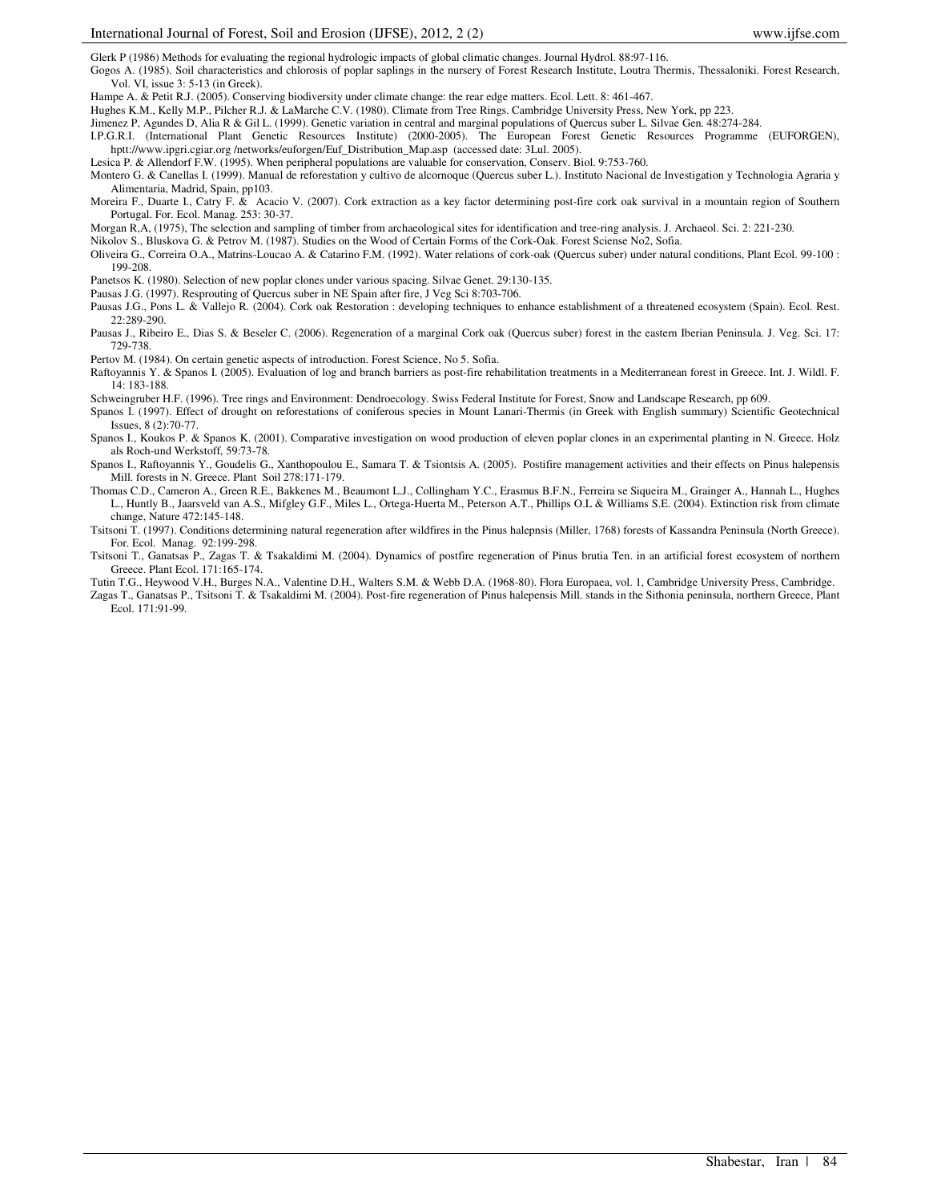Glerk P (1986) Methods for evaluating the regional hydrologic impacts of global climatic changes. Journal Hydrol. 88:97-116.

Gogos A. (1985). Soil characteristics and chlorosis of poplar saplings in the nursery of Forest Research Institute, Loutra Thermis, Thessaloniki. Forest Research, Vol. VI, issue 3: 5-13 (in Greek).

Hampe A. & Petit R.J. (2005). Conserving biodiversity under climate change: the rear edge matters. Ecol. Lett. 8: 461-467.

Hughes K.M., Kelly M.P., Pilcher R.J. & LaMarche C.V. (1980). Climate from Tree Rings. Cambridge University Press, New York, pp 223.

Jimenez P, Agundes D, Alia R & Gil L. (1999). Genetic variation in central and marginal populations of Quercus suber L. Silvae Gen. 48:274-284.

I.P.G.R.I. (International Plant Genetic Resources Institute) (2000-2005). The European Forest Genetic Resources Programme (EUFORGEN), hptt://www.ipgri.cgiar.org /networks/euforgen/Euf_Distribution_Map.asp (accessed date: 3Lul. 2005).

Lesica P. & Allendorf F.W. (1995). When peripheral populations are valuable for conservation, Conserv. Biol. 9:753-760.

Montero G. & Canellas I. (1999). Manual de reforestation y cultivo de alcornoque (Quercus suber L.). Instituto Nacional de Investigation y Technologia Agraria y Alimentaria, Madrid, Spain, pp103.

Moreira F., Duarte I., Catry F. & Acacio V. (2007). Cork extraction as a key factor determining post-fire cork oak survival in a mountain region of Southern Portugal. For. Ecol. Manag. 253: 30-37.

Morgan R,A, (1975), The selection and sampling of timber from archaeological sites for identification and tree-ring analysis. J. Archaeol. Sci. 2: 221-230.

Nikolov S., Bluskova G. & Petrov M. (1987). Studies on the Wood of Certain Forms of the Cork-Oak. Forest Sciense No2, Sofia.

Oliveira G., Correira O.A., Matrins-Loucao A. & Catarino F.M. (1992). Water relations of cork-oak (Quercus suber) under natural conditions, Plant Ecol. 99-100 : 199-208.

Panetsos K. (1980). Selection of new poplar clones under various spacing. Silvae Genet. 29:130-135.

Pausas J.G. (1997). Resprouting of Quercus suber in NE Spain after fire, J Veg Sci 8:703-706.

Pausas J.G., Pons L. & Vallejo R. (2004). Cork oak Restoration : developing techniques to enhance establishment of a threatened ecosystem (Spain). Ecol. Rest. 22:289-290.

Pausas J., Ribeiro E., Dias S. & Beseler C. (2006). Regeneration of a marginal Cork oak (Quercus suber) forest in the eastern Iberian Peninsula. J. Veg. Sci. 17: 729-738.

Pertov M. (1984). On certain genetic aspects of introduction. Forest Science, No 5. Sofia.

Raftoyannis Y. & Spanos I. (2005). Evaluation of log and branch barriers as post-fire rehabilitation treatments in a Mediterranean forest in Greece. Int. J. Wildl. F. 14: 183-188.

Schweingruber H.F. (1996). Tree rings and Environment: Dendroecology. Swiss Federal Institute for Forest, Snow and Landscape Research, pp 609.

Spanos I. (1997). Effect of drought on reforestations of coniferous species in Mount Lanari-Thermis (in Greek with English summary) Scientific Geotechnical Issues, 8 (2):70-77.

Spanos I., Koukos P. & Spanos K. (2001). Comparative investigation on wood production of eleven poplar clones in an experimental planting in N. Greece. Holz als Roch-und Werkstoff, 59:73-78.

Spanos I., Raftoyannis Y., Goudelis G., Xanthopoulou E., Samara T. & Tsiontsis A. (2005). Postifire management activities and their effects on Pinus halepensis Mill. forests in N. Greece. Plant Soil 278:171-179.

Thomas C.D., Cameron A., Green R.E., Bakkenes M., Beaumont L.J., Collingham Y.C., Erasmus B.F.N., Ferreira se Siqueira M., Grainger A., Hannah L., Hughes L., Huntly B., Jaarsveld van A.S., Mifgley G.F., Miles L., Ortega-Huerta M., Peterson A.T., Phillips O.L & Williams S.E. (2004). Extinction risk from climate change, Nature 472:145-148.

Tsitsoni T. (1997). Conditions determining natural regeneration after wildfires in the Pinus halepnsis (Miller, 1768) forests of Kassandra Peninsula (North Greece). For. Ecol. Manag. 92:199-298.

Tsitsoni T., Ganatsas P., Zagas T. & Tsakaldimi M. (2004). Dynamics of postfire regeneration of Pinus brutia Ten. in an artificial forest ecosystem of northern Greece. Plant Ecol. 171:165-174.

Tutin T.G., Heywood V.H., Burges N.A., Valentine D.H., Walters S.M. & Webb D.A. (1968-80). Flora Europaea, vol. 1, Cambridge University Press, Cambridge.

Zagas T., Ganatsas P., Tsitsoni T. & Tsakaldimi M. (2004). Post-fire regeneration of Pinus halepensis Mill. stands in the Sithonia peninsula, northern Greece, Plant Ecol. 171:91-99.